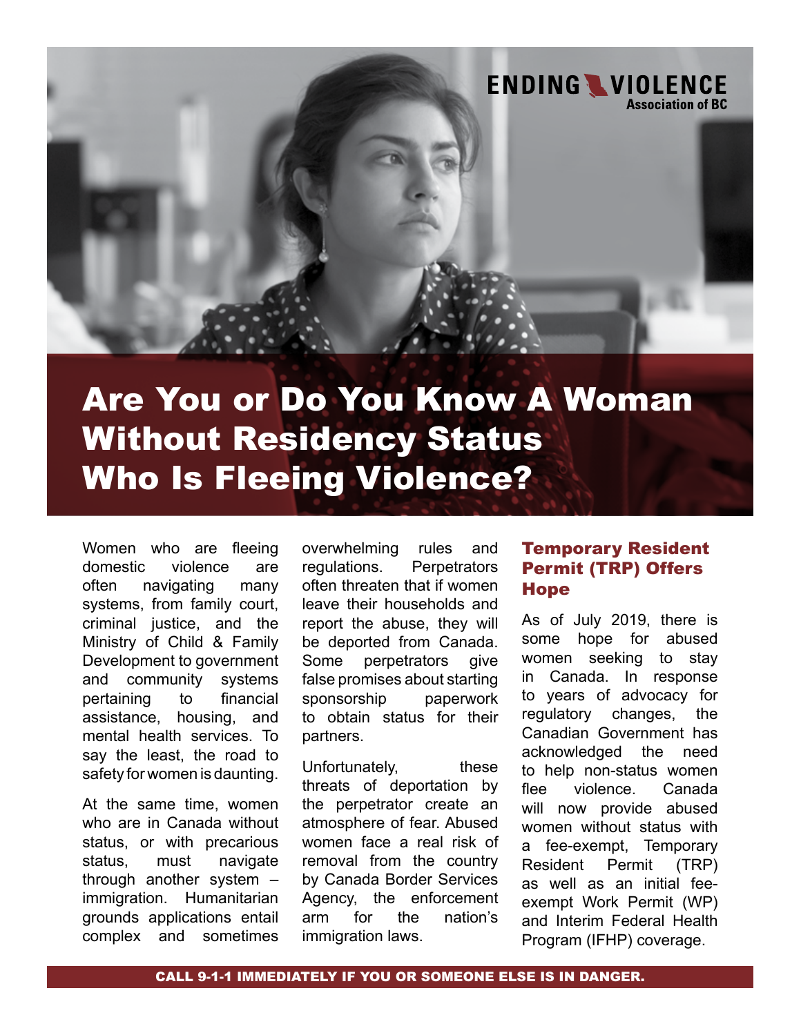ENDING VIOLENCE Association of BC

# Are You or Do You Know A Woman Without Residency Status Who Is Fleeing Violence?

Women who are fleeing domestic violence are often navigating many systems, from family court, criminal justice, and the Ministry of Child & Family Development to government and community systems pertaining to financial assistance, housing, and mental health services. To say the least, the road to safety for women is daunting.

At the same time, women who are in Canada without status, or with precarious status, must navigate through another system – immigration. Humanitarian grounds applications entail complex and sometimes overwhelming rules and regulations. Perpetrators often threaten that if women leave their households and report the abuse, they will be deported from Canada. Some perpetrators give false promises about starting sponsorship paperwork to obtain status for their partners.

Unfortunately, these threats of deportation by the perpetrator create an atmosphere of fear. Abused women face a real risk of removal from the country by Canada Border Services Agency, the enforcement arm for the nation's immigration laws.

## Temporary Resident Permit (TRP) Offers Hope

As of July 2019, there is some hope for abused women seeking to stay in Canada. In response to years of advocacy for regulatory changes, the Canadian Government has acknowledged the need to help non-status women flee violence. Canada will now provide abused women without status with a fee-exempt, Temporary Resident Permit (TRP) as well as an initial fee-exempt Work Permit (WP) and Interim Federal Health Program (IFHP) coverage.

**CALL 9-1-1 IMMEDIATELY IF YOU OR SOMEONE ELSE IS IN DANGER.**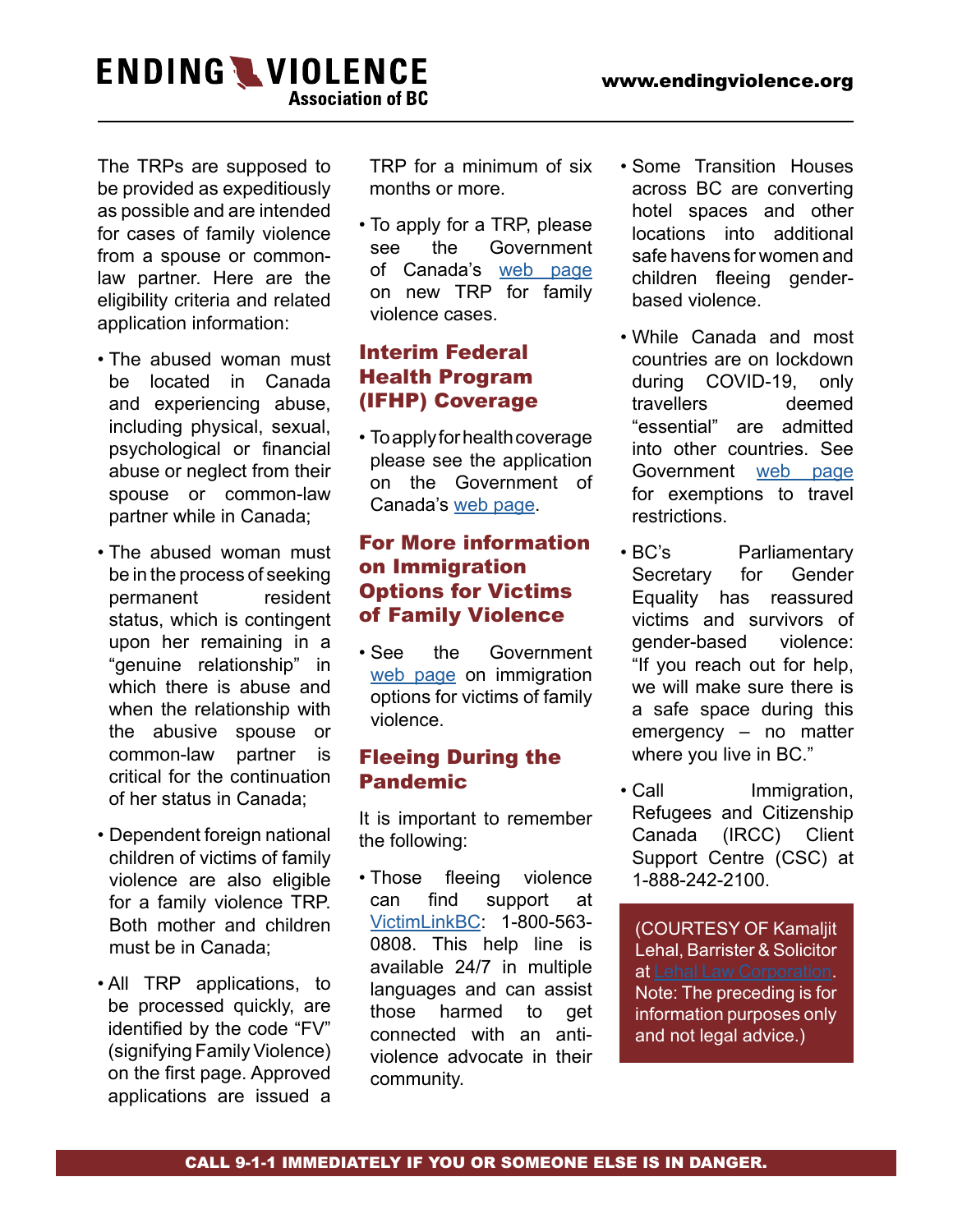The TRPs are supposed to be provided as expeditiously as possible and are intended for cases of family violence from a spouse or common-law partner. Here are the eligibility criteria and related application information:

- The abused woman must be located in Canada and experiencing abuse, including physical, sexual, psychological or financial abuse or neglect from their spouse or common-law partner while in Canada;
- The abused woman must be in the process of seeking permanent resident status, which is contingent upon her remaining in a "genuine relationship" in which there is abuse and when the relationship with the abusive spouse or common-law partner is critical for the continuation of her status in Canada;
- Dependent foreign national children of victims of family violence are also eligible for a family violence TRP. Both mother and children must be in Canada;
- All TRP applications, to be processed quickly, are identified by the code "FV" (signifying Family Violence) on the first page. Approved applications are issued a TRP for a minimum of six months or more.
- To apply for a TRP, please see the Government of Canada's web page on new TRP for family violence cases.

## Interim Federal Health Program (IFHP) Coverage

- To apply for health coverage please see the application on the Government of Canada's web page.

## For More information on Immigration Options for Victims of Family Violence

- See the Government web page on immigration options for victims of family violence.

## Fleeing During the Pandemic

It is important to remember the following:

- Those fleeing violence can find support at VictimLinkBC: 1-800-563-0808. This help line is available 24/7 in multiple languages and can assist those harmed to get connected with an anti-violence advocate in their community.
- Some Transition Houses across BC are converting hotel spaces and other locations into additional safe havens for women and children fleeing gender-based violence.
- While Canada and most countries are on lockdown during COVID-19, only travellers deemed "essential" are admitted into other countries. See Government web page for exemptions to travel restrictions.
- BC's Parliamentary Secretary for Gender Equality has reassured victims and survivors of gender-based violence: "If you reach out for help, we will make sure there is a safe space during this emergency – no matter where you live in BC."
- Call Immigration, Refugees and Citizenship Canada (IRCC) Client Support Centre (CSC) at 1-888-242-2100.

(COURTESY OF Kamaljit Lehal, Barrister & Solicitor at Lehal Law Corporation. Note: The preceding is for information purposes only and not legal advice.)

**CALL 9-1-1 IMMEDIATELY IF YOU OR SOMEONE ELSE IS IN DANGER.**